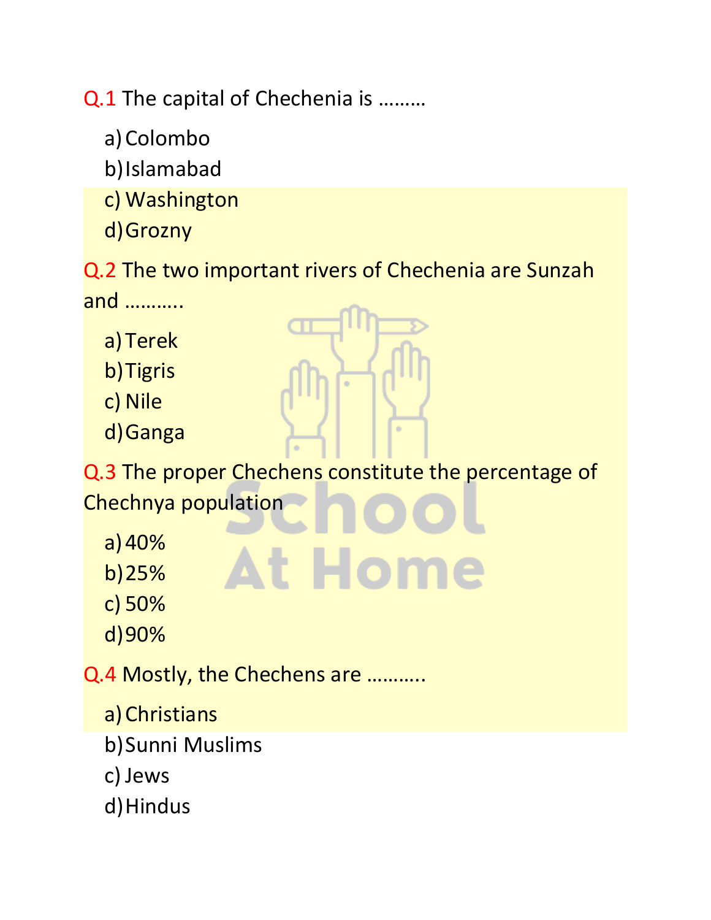Q.1 The capital of Chechenia is ………

a) Colombo
b) Islamabad
c) Washington
d) Grozny

Q.2 The two important rivers of Chechenia are Sunzah and ………..

a) Terek
b) Tigris
c) Nile
d) Ganga

Q.3 The proper Chechens constitute the percentage of Chechnya population

a) 40%
b) 25%
c) 50%
d) 90%

Q.4 Mostly, the Chechens are ………..

a) Christians
b) Sunni Muslims
c) Jews
d) Hindus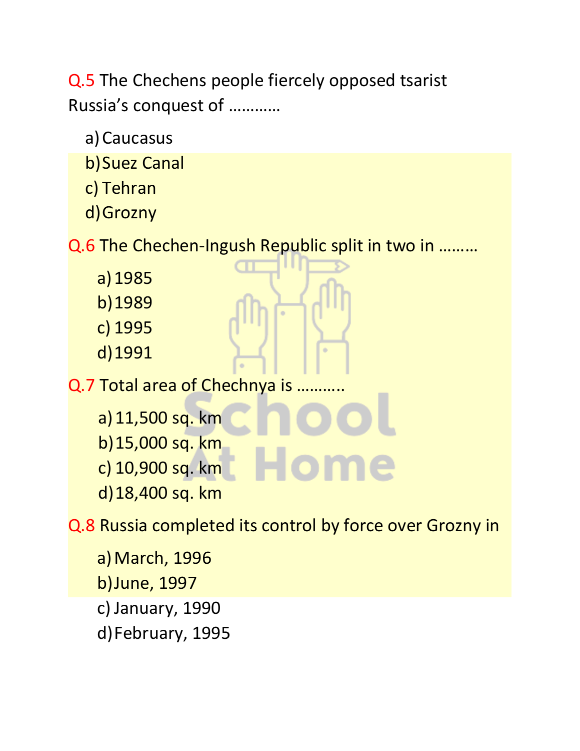Q.5 The Chechens people fiercely opposed tsarist Russia's conquest of …………

a) Caucasus
b) Suez Canal
c) Tehran
d) Grozny

Q.6 The Chechen-Ingush Republic split in two in ………

a) 1985
b) 1989
c) 1995
d) 1991

Q.7 Total area of Chechnya is ………..

a) 11,500 sq. km
b) 15,000 sq. km
c) 10,900 sq. km
d) 18,400 sq. km

Q.8 Russia completed its control by force over Grozny in

a) March, 1996
b) June, 1997
c) January, 1990
d) February, 1995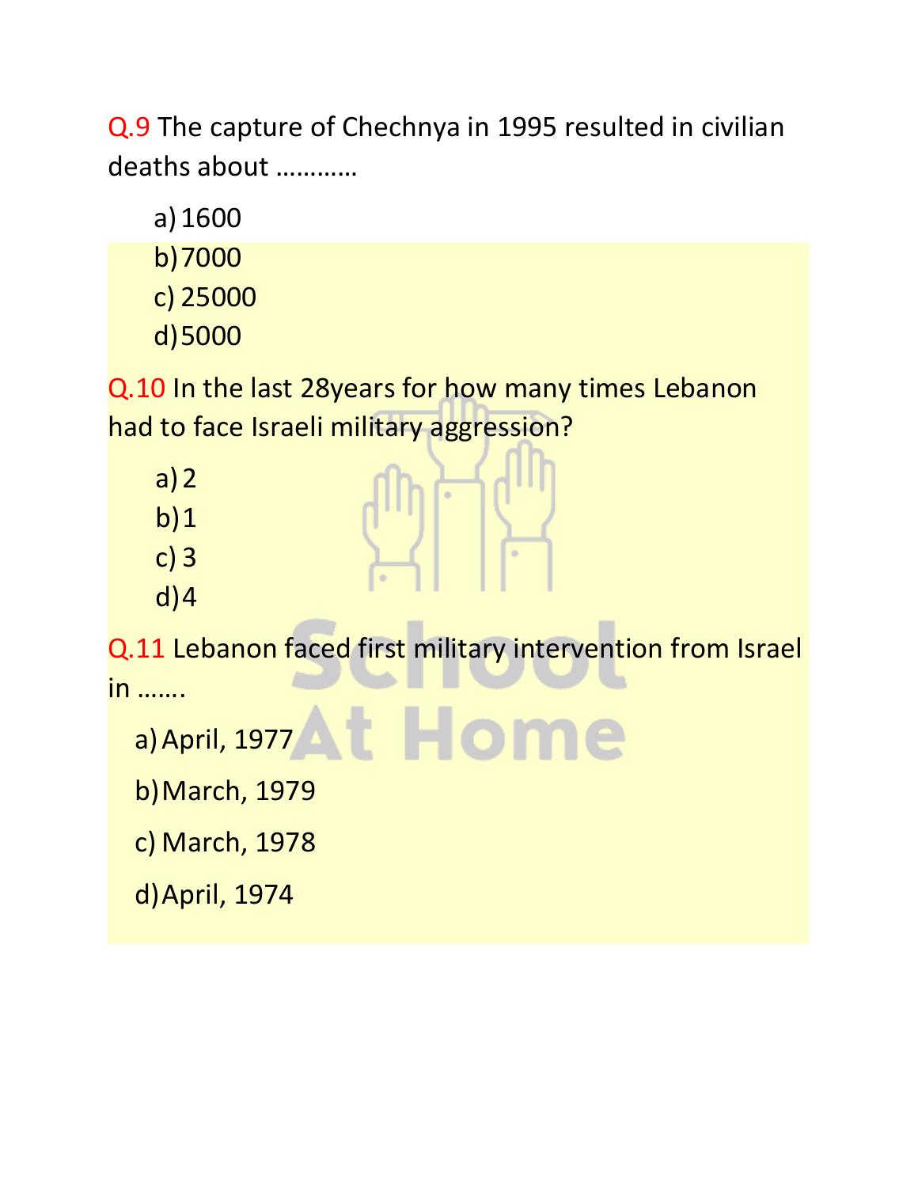Q.9 The capture of Chechnya in 1995 resulted in civilian deaths about …………

a) 1600
b) 7000
c) 25000
d) 5000

Q.10 In the last 28years for how many times Lebanon had to face Israeli military aggression?

a) 2
b) 1
c) 3
d) 4

Q.11 Lebanon faced first military intervention from Israel in …….

a) April, 1977
b) March, 1979
c) March, 1978
d) April, 1974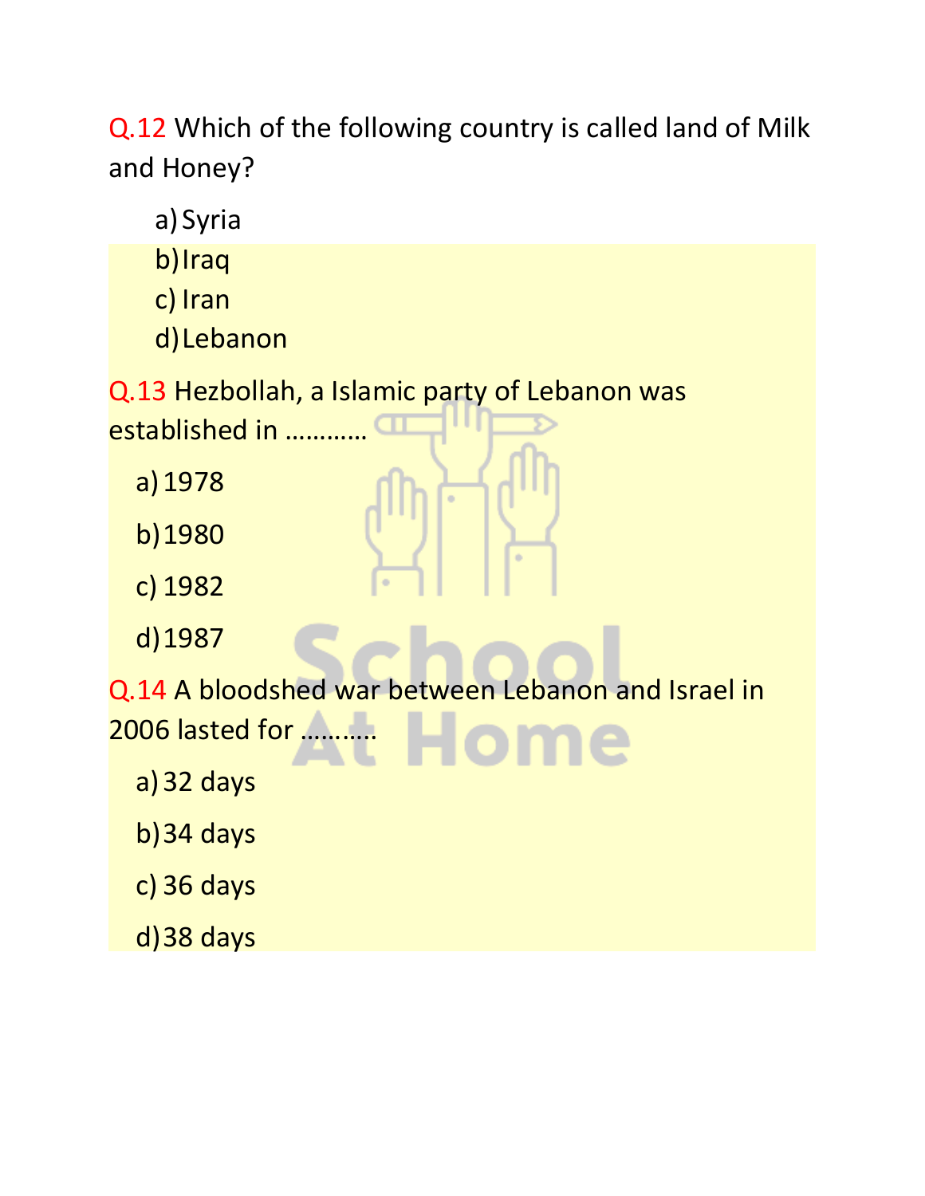Q.12 Which of the following country is called land of Milk and Honey?

a) Syria
b) Iraq
c) Iran
d) Lebanon

Q.13 Hezbollah, a Islamic party of Lebanon was established in ………..

a) 1978
b) 1980
c) 1982
d) 1987

Q.14 A bloodshed war between Lebanon and Israel in 2006 lasted for ……….

a) 32 days
b) 34 days
c) 36 days
d) 38 days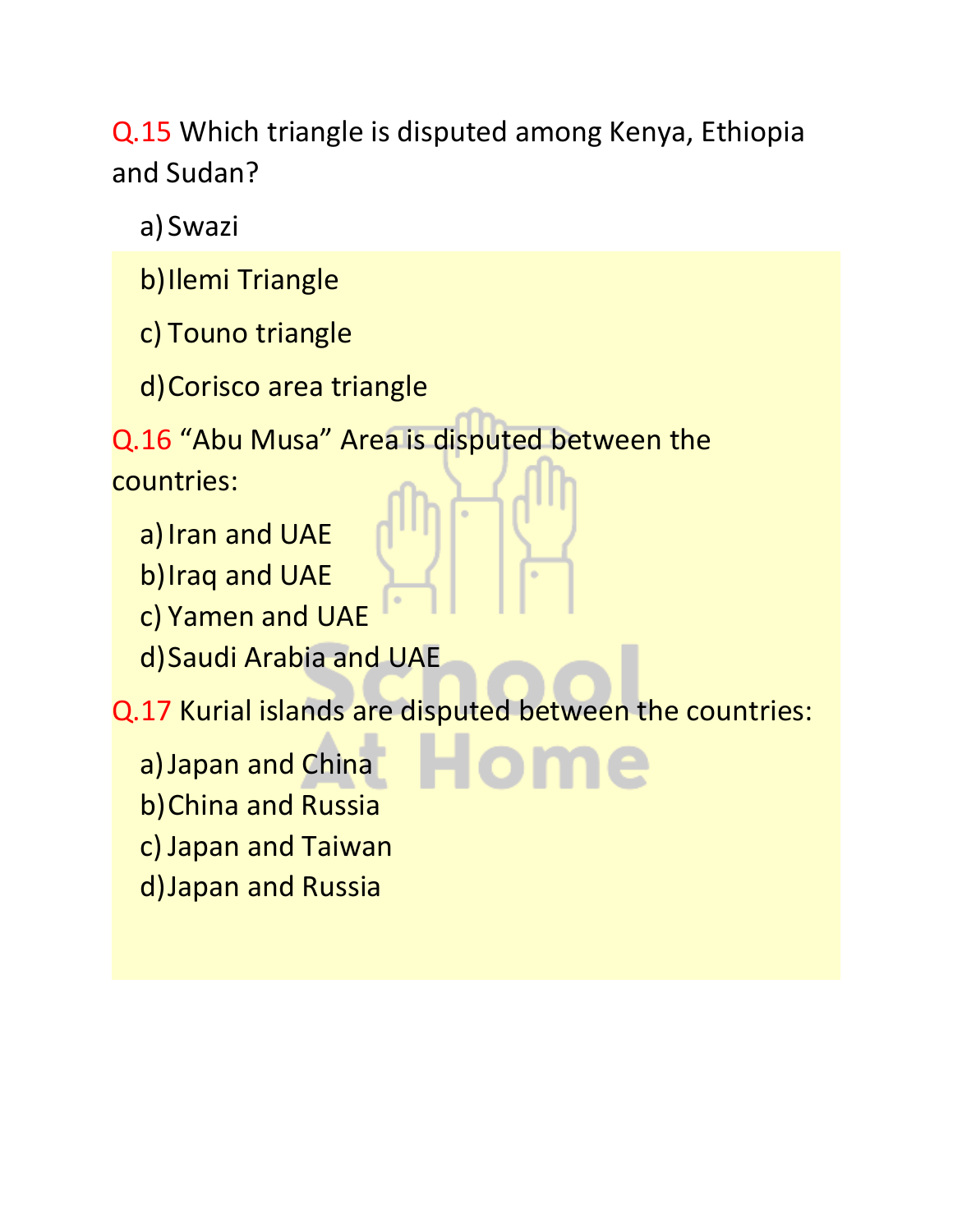Q.15 Which triangle is disputed among Kenya, Ethiopia and Sudan?

a) Swazi

b) Ilemi Triangle

c) Touno triangle

d) Corisco area triangle

Q.16 "Abu Musa" Area is disputed between the countries:

a) Iran and UAE

b) Iraq and UAE

c) Yamen and UAE

d) Saudi Arabia and UAE

Q.17 Kurial islands are disputed between the countries:

a) Japan and China

b) China and Russia

c) Japan and Taiwan

d) Japan and Russia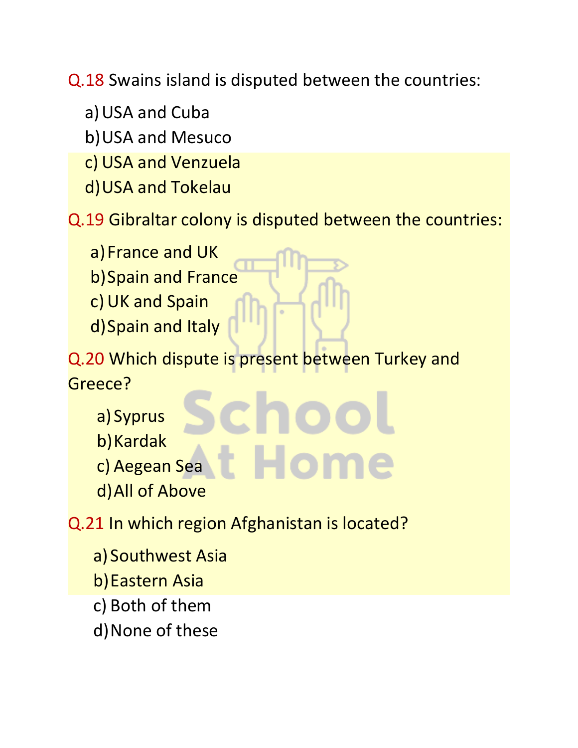Q.18 Swains island is disputed between the countries:

a) USA and Cuba
b) USA and Mesuco
c) USA and Venzuela
d) USA and Tokelau

Q.19 Gibraltar colony is disputed between the countries:

a) France and UK
b) Spain and France
c) UK and Spain
d) Spain and Italy

Q.20 Which dispute is present between Turkey and Greece?

a) Syprus
b) Kardak
c) Aegean Sea
d) All of Above

Q.21 In which region Afghanistan is located?

a) Southwest Asia
b) Eastern Asia
c) Both of them
d) None of these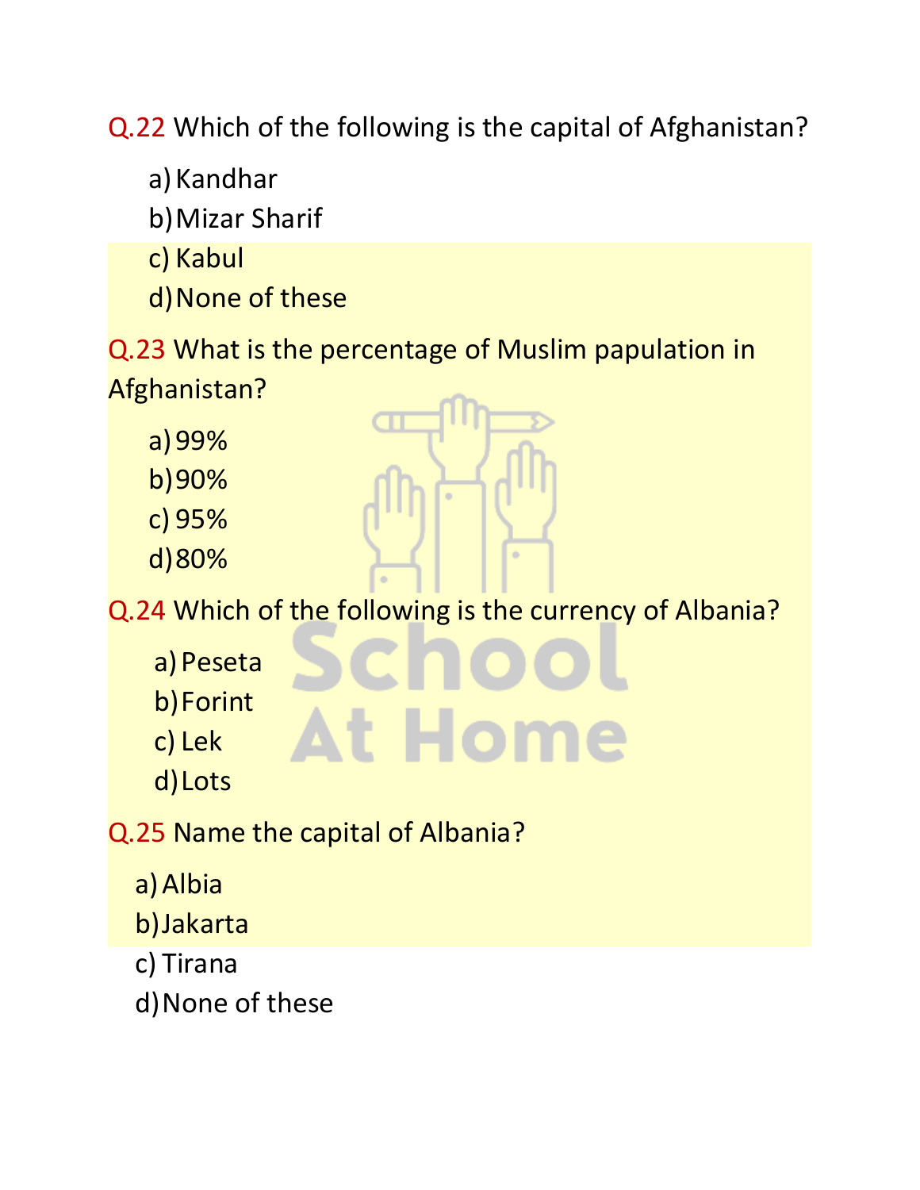Q.22 Which of the following is the capital of Afghanistan?

a) Kandhar
b) Mizar Sharif
c) Kabul
d) None of these

Q.23 What is the percentage of Muslim papulation in Afghanistan?

a) 99%
b) 90%
c) 95%
d) 80%

Q.24 Which of the following is the currency of Albania?

a) Peseta
b) Forint
c) Lek
d) Lots

Q.25 Name the capital of Albania?

a) Albia
b) Jakarta
c) Tirana
d) None of these